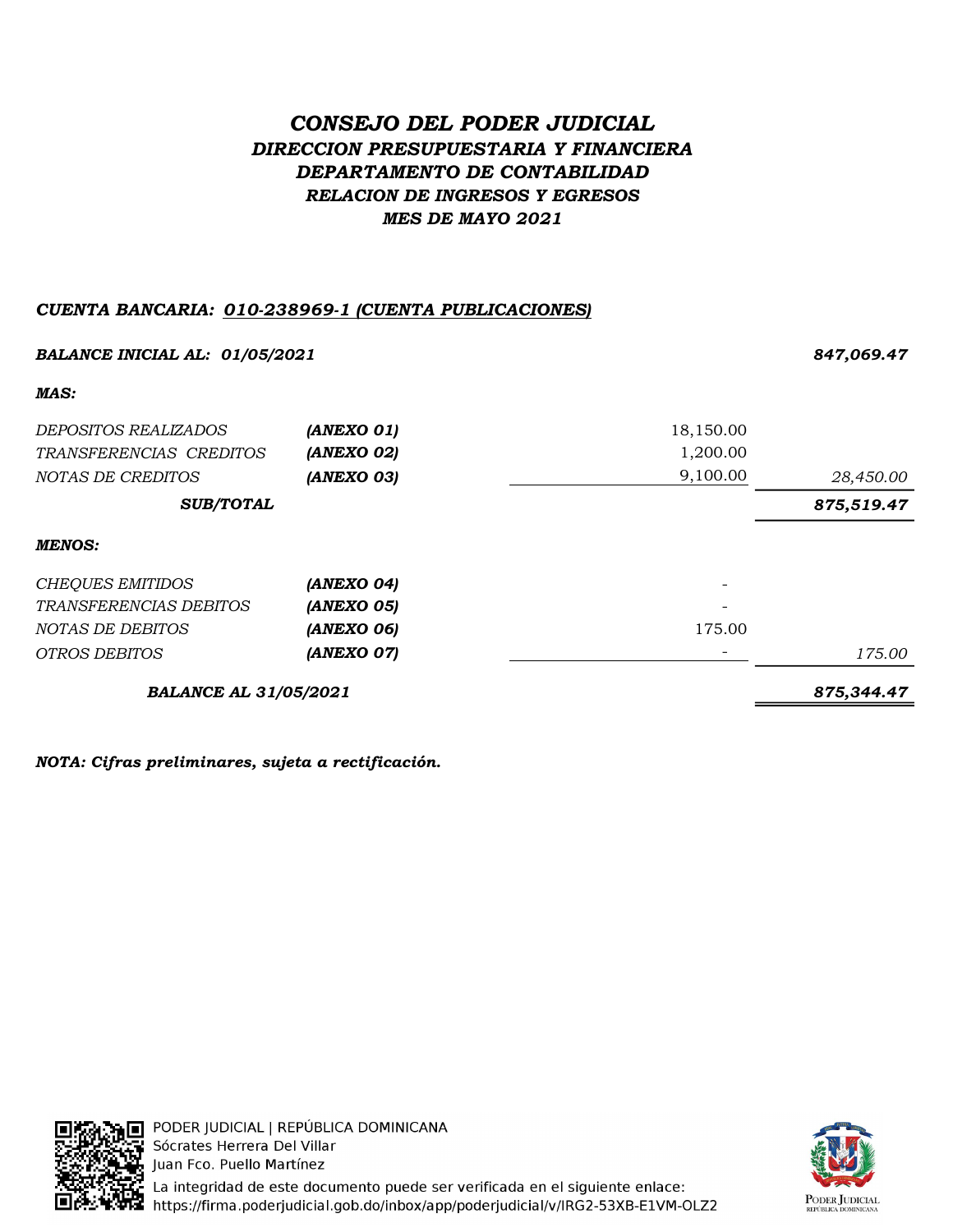# *CONSEJO DEL PODER JUDICIAL*

## *DIRECCION PRESUPUESTARIA Y FINANCIERA*

## *DEPARTAMENTO DE CONTABILIDAD*

### *RELACION DE INGRESOS Y EGRESOS*

### *MES DE MAYO 2021*

***CUENTA BANCARIA:*** ***<u>010-238969-1 (CUENTA PUBLICACIONES)</u>***

| | | | |
|---|---|---|---|
| ***BALANCE INICIAL AL: 01/05/2021*** | | | ***847,069.47*** |
| ***MAS:*** | | | |
| *DEPOSITOS REALIZADOS* | ***(ANEXO 01)*** | 18,150.00 | |
| *TRANSFERENCIAS CREDITOS* | ***(ANEXO 02)*** | 1,200.00 | |
| *NOTAS DE CREDITOS* | ***(ANEXO 03)*** | 9,100.00 | *28,450.00* |
| ***SUB/TOTAL*** | | | ***875,519.47*** |
| ***MENOS:*** | | | |
| *CHEQUES EMITIDOS* | ***(ANEXO 04)*** | - | |
| *TRANSFERENCIAS DEBITOS* | ***(ANEXO 05)*** | - | |
| *NOTAS DE DEBITOS* | ***(ANEXO 06)*** | 175.00 | |
| *OTROS DEBITOS* | ***(ANEXO 07)*** | - | *175.00* |
| ***BALANCE AL 31/05/2021*** | | | ***875,344.47*** |

***NOTA: Cifras preliminares, sujeta a rectificación.***

PODER JUDICIAL | REPÚBLICA DOMINICANA
Sócrates Herrera Del Villar
Juan Fco. Puello Martínez
La integridad de este documento puede ser verificada en el siguiente enlace:
https://firma.poderjudicial.gob.do/inbox/app/poderjudicial/v/IRG2-53XB-E1VM-OLZ2

PODER JUDICIAL
REPÚBLICA DOMINICANA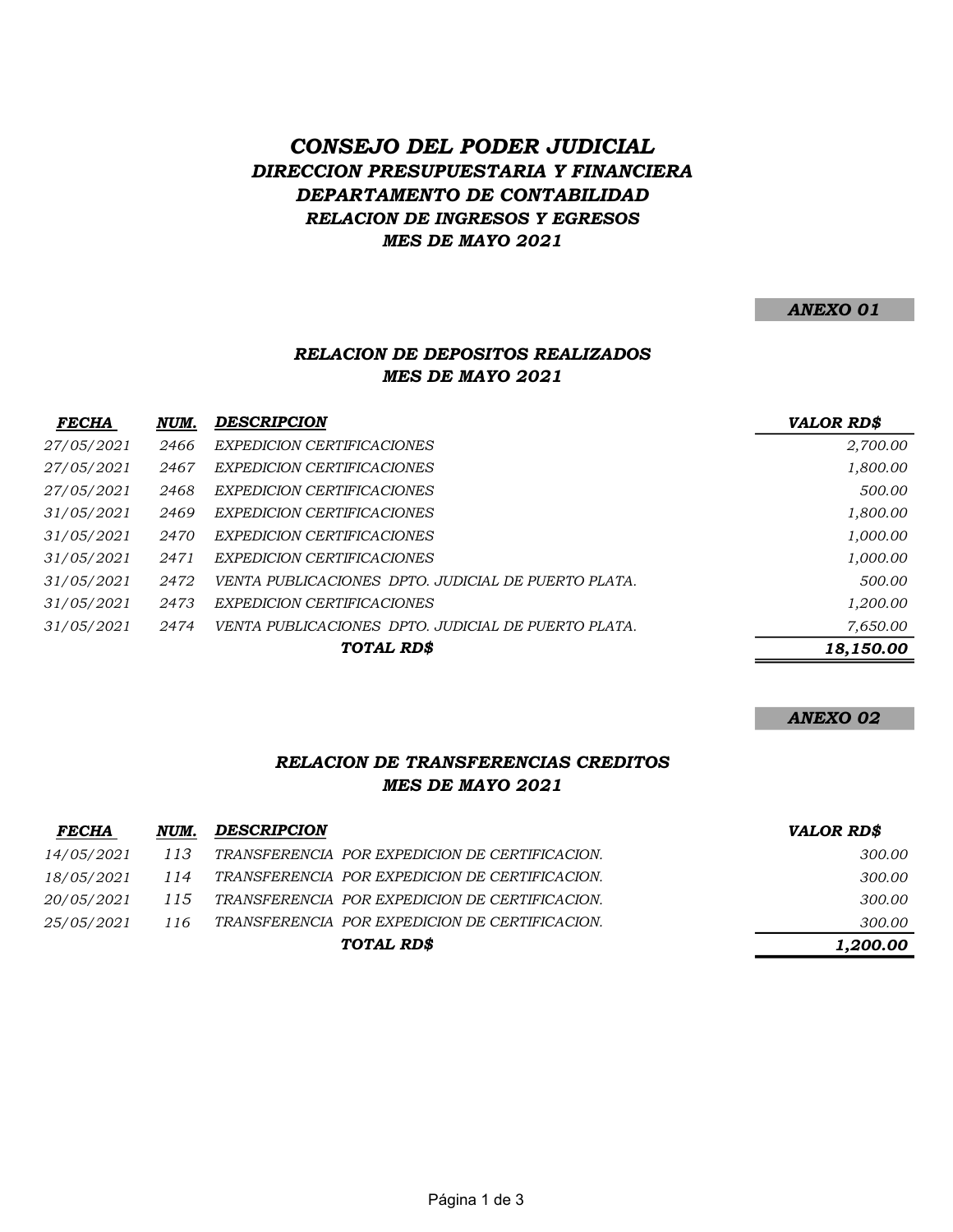# *CONSEJO DEL PODER JUDICIAL*

## *DIRECCION PRESUPUESTARIA Y FINANCIERA*

## *DEPARTAMENTO DE CONTABILIDAD*

### *RELACION DE INGRESOS Y EGRESOS*

### *MES DE MAYO 2021*

***ANEXO 01***

### *RELACION DE DEPOSITOS REALIZADOS*
### *MES DE MAYO 2021*

| *FECHA* | *NUM.* | *DESCRIPCION* | *VALOR RD$* |
|---|---|---|---|
| 27/05/2021 | 2466 | EXPEDICION CERTIFICACIONES | 2,700.00 |
| 27/05/2021 | 2467 | EXPEDICION CERTIFICACIONES | 1,800.00 |
| 27/05/2021 | 2468 | EXPEDICION CERTIFICACIONES | 500.00 |
| 31/05/2021 | 2469 | EXPEDICION CERTIFICACIONES | 1,800.00 |
| 31/05/2021 | 2470 | EXPEDICION CERTIFICACIONES | 1,000.00 |
| 31/05/2021 | 2471 | EXPEDICION CERTIFICACIONES | 1,000.00 |
| 31/05/2021 | 2472 | VENTA PUBLICACIONES DPTO. JUDICIAL DE PUERTO PLATA. | 500.00 |
| 31/05/2021 | 2473 | EXPEDICION CERTIFICACIONES | 1,200.00 |
| 31/05/2021 | 2474 | VENTA PUBLICACIONES DPTO. JUDICIAL DE PUERTO PLATA. | 7,650.00 |
| | | ***TOTAL RD$*** | ***18,150.00*** |

***ANEXO 02***

### *RELACION DE TRANSFERENCIAS CREDITOS*
### *MES DE MAYO 2021*

| *FECHA* | *NUM.* | *DESCRIPCION* | *VALOR RD$* |
|---|---|---|---|
| 14/05/2021 | 113 | TRANSFERENCIA POR EXPEDICION DE CERTIFICACION. | 300.00 |
| 18/05/2021 | 114 | TRANSFERENCIA POR EXPEDICION DE CERTIFICACION. | 300.00 |
| 20/05/2021 | 115 | TRANSFERENCIA POR EXPEDICION DE CERTIFICACION. | 300.00 |
| 25/05/2021 | 116 | TRANSFERENCIA POR EXPEDICION DE CERTIFICACION. | 300.00 |
| | | ***TOTAL RD$*** | ***1,200.00*** |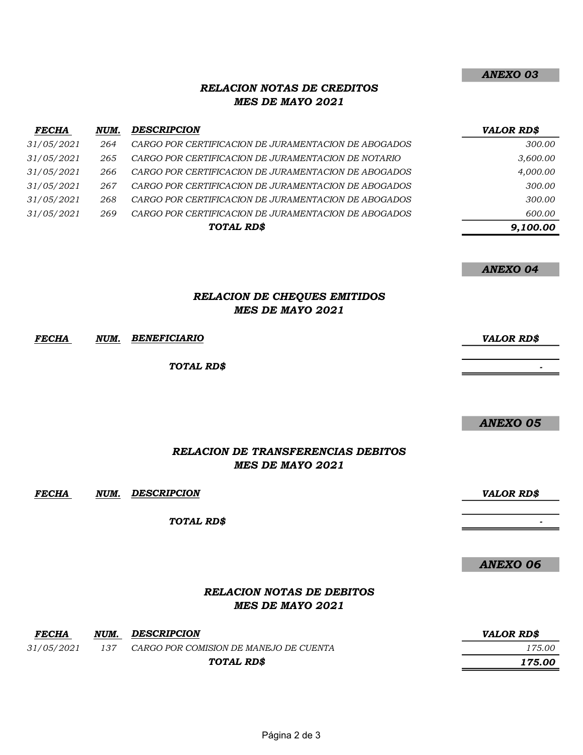***ANEXO 03***

## *RELACION NOTAS DE CREDITOS*
## *MES DE MAYO 2021*

| *FECHA* | *NUM.* | *DESCRIPCION* | *VALOR RD$* |
|---|---|---|---|
| *31/05/2021* | *264* | *CARGO POR CERTIFICACION DE JURAMENTACION DE ABOGADOS* | *300.00* |
| *31/05/2021* | *265* | *CARGO POR CERTIFICACION DE JURAMENTACION DE NOTARIO* | *3,600.00* |
| *31/05/2021* | *266* | *CARGO POR CERTIFICACION DE JURAMENTACION DE ABOGADOS* | *4,000.00* |
| *31/05/2021* | *267* | *CARGO POR CERTIFICACION DE JURAMENTACION DE ABOGADOS* | *300.00* |
| *31/05/2021* | *268* | *CARGO POR CERTIFICACION DE JURAMENTACION DE ABOGADOS* | *300.00* |
| *31/05/2021* | *269* | *CARGO POR CERTIFICACION DE JURAMENTACION DE ABOGADOS* | *600.00* |
| | | ***TOTAL RD$*** | ***9,100.00*** |

***ANEXO 04***

## *RELACION DE CHEQUES EMITIDOS*
## *MES DE MAYO 2021*

| *FECHA* | *NUM.* | *BENEFICIARIO* | *VALOR RD$* |
|---|---|---|---|
| | | ***TOTAL RD$*** | *-* |

***ANEXO 05***

## *RELACION DE TRANSFERENCIAS DEBITOS*
## *MES DE MAYO 2021*

| *FECHA* | *NUM.* | *DESCRIPCION* | *VALOR RD$* |
|---|---|---|---|
| | | ***TOTAL RD$*** | *-* |

***ANEXO 06***

## *RELACION NOTAS DE DEBITOS*
## *MES DE MAYO 2021*

| *FECHA* | *NUM.* | *DESCRIPCION* | *VALOR RD$* |
|---|---|---|---|
| *31/05/2021* | *137* | *CARGO POR COMISION DE MANEJO DE CUENTA* | *175.00* |
| | | ***TOTAL RD$*** | ***175.00*** |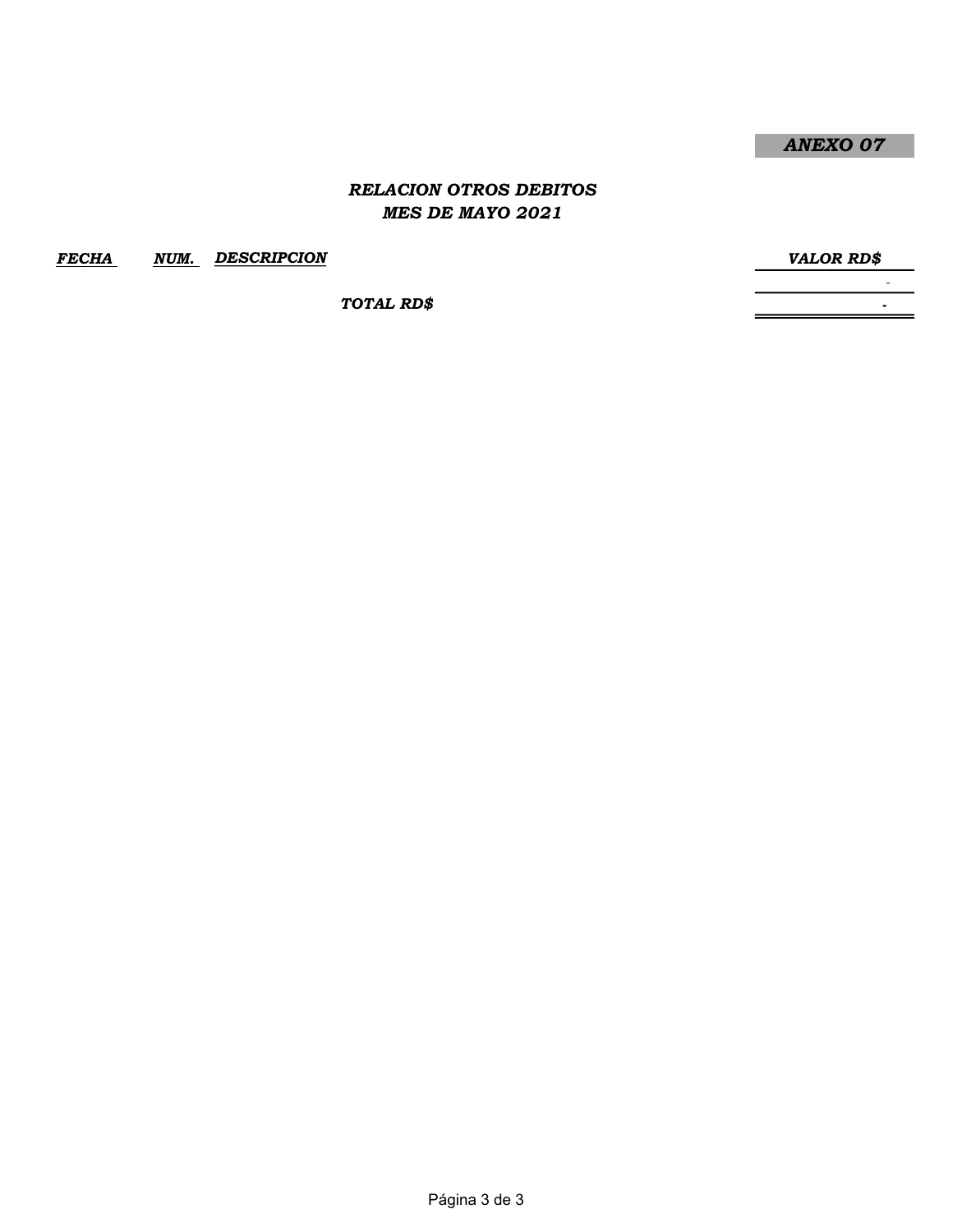***ANEXO 07***

## *RELACION OTROS DEBITOS*
## *MES DE MAYO 2021*

| *FECHA* | *NUM.* | *DESCRIPCION* | *VALOR RD$* |
|---|---|---|---|
| | | | - |
| | | ***TOTAL RD$*** | ***-*** |